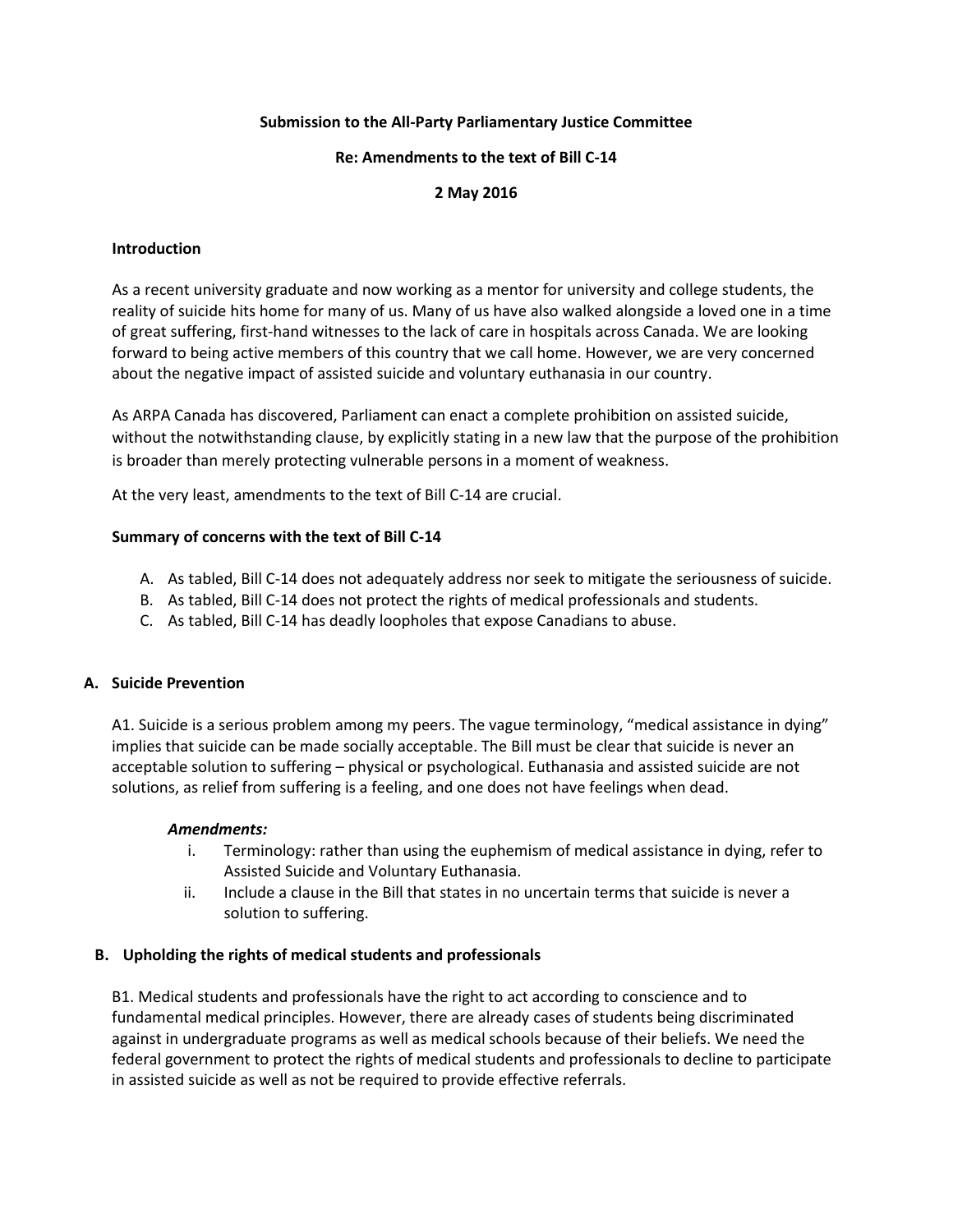**Submission to the All-Party Parliamentary Justice Committee**

**Re: Amendments to the text of Bill C-14**

**2 May 2016**

**Introduction**

As a recent university graduate and now working as a mentor for university and college students, the reality of suicide hits home for many of us. Many of us have also walked alongside a loved one in a time of great suffering, first-hand witnesses to the lack of care in hospitals across Canada. We are looking forward to being active members of this country that we call home. However, we are very concerned about the negative impact of assisted suicide and voluntary euthanasia in our country.

As ARPA Canada has discovered, Parliament can enact a complete prohibition on assisted suicide, without the notwithstanding clause, by explicitly stating in a new law that the purpose of the prohibition is broader than merely protecting vulnerable persons in a moment of weakness.

At the very least, amendments to the text of Bill C-14 are crucial.

**Summary of concerns with the text of Bill C-14**

A. As tabled, Bill C-14 does not adequately address nor seek to mitigate the seriousness of suicide.
B. As tabled, Bill C-14 does not protect the rights of medical professionals and students.
C. As tabled, Bill C-14 has deadly loopholes that expose Canadians to abuse.

**A. Suicide Prevention**

A1. Suicide is a serious problem among my peers. The vague terminology, "medical assistance in dying" implies that suicide can be made socially acceptable. The Bill must be clear that suicide is never an acceptable solution to suffering – physical or psychological. Euthanasia and assisted suicide are not solutions, as relief from suffering is a feeling, and one does not have feelings when dead.

***Amendments:***

i. Terminology: rather than using the euphemism of medical assistance in dying, refer to Assisted Suicide and Voluntary Euthanasia.
ii. Include a clause in the Bill that states in no uncertain terms that suicide is never a solution to suffering.

**B. Upholding the rights of medical students and professionals**

B1. Medical students and professionals have the right to act according to conscience and to fundamental medical principles. However, there are already cases of students being discriminated against in undergraduate programs as well as medical schools because of their beliefs. We need the federal government to protect the rights of medical students and professionals to decline to participate in assisted suicide as well as not be required to provide effective referrals.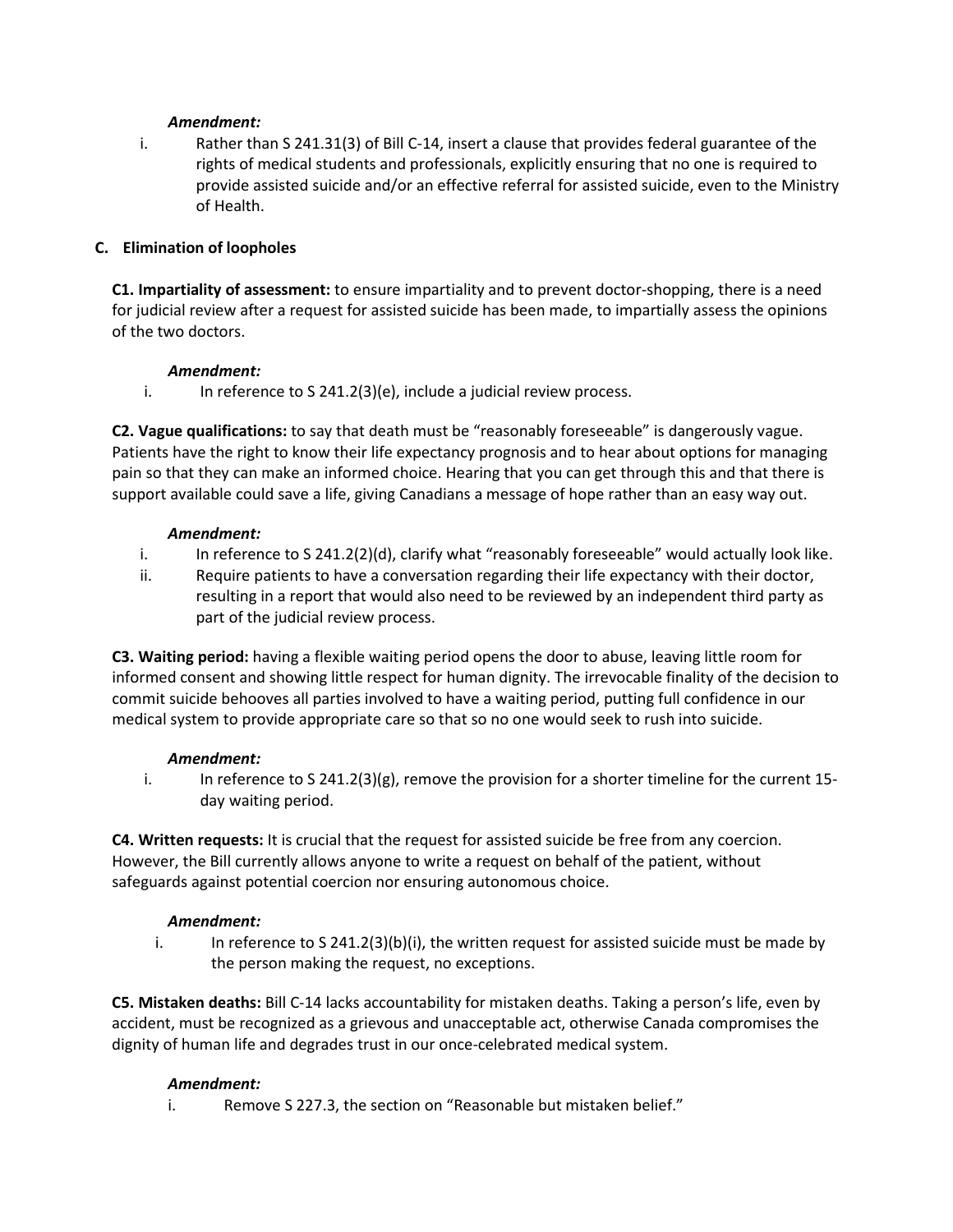***Amendment:***

i. Rather than S 241.31(3) of Bill C-14, insert a clause that provides federal guarantee of the rights of medical students and professionals, explicitly ensuring that no one is required to provide assisted suicide and/or an effective referral for assisted suicide, even to the Ministry of Health.

## C. Elimination of loopholes

**C1. Impartiality of assessment:** to ensure impartiality and to prevent doctor-shopping, there is a need for judicial review after a request for assisted suicide has been made, to impartially assess the opinions of the two doctors.

***Amendment:***

i. In reference to S 241.2(3)(e), include a judicial review process.

**C2. Vague qualifications:** to say that death must be "reasonably foreseeable" is dangerously vague. Patients have the right to know their life expectancy prognosis and to hear about options for managing pain so that they can make an informed choice. Hearing that you can get through this and that there is support available could save a life, giving Canadians a message of hope rather than an easy way out.

***Amendment:***

i. In reference to S 241.2(2)(d), clarify what "reasonably foreseeable" would actually look like.
ii. Require patients to have a conversation regarding their life expectancy with their doctor, resulting in a report that would also need to be reviewed by an independent third party as part of the judicial review process.

**C3. Waiting period:** having a flexible waiting period opens the door to abuse, leaving little room for informed consent and showing little respect for human dignity. The irrevocable finality of the decision to commit suicide behooves all parties involved to have a waiting period, putting full confidence in our medical system to provide appropriate care so that so no one would seek to rush into suicide.

***Amendment:***

i. In reference to S 241.2(3)(g), remove the provision for a shorter timeline for the current 15-day waiting period.

**C4. Written requests:** It is crucial that the request for assisted suicide be free from any coercion. However, the Bill currently allows anyone to write a request on behalf of the patient, without safeguards against potential coercion nor ensuring autonomous choice.

***Amendment:***

i. In reference to S 241.2(3)(b)(i), the written request for assisted suicide must be made by the person making the request, no exceptions.

**C5. Mistaken deaths:** Bill C-14 lacks accountability for mistaken deaths. Taking a person's life, even by accident, must be recognized as a grievous and unacceptable act, otherwise Canada compromises the dignity of human life and degrades trust in our once-celebrated medical system.

***Amendment:***

i. Remove S 227.3, the section on "Reasonable but mistaken belief."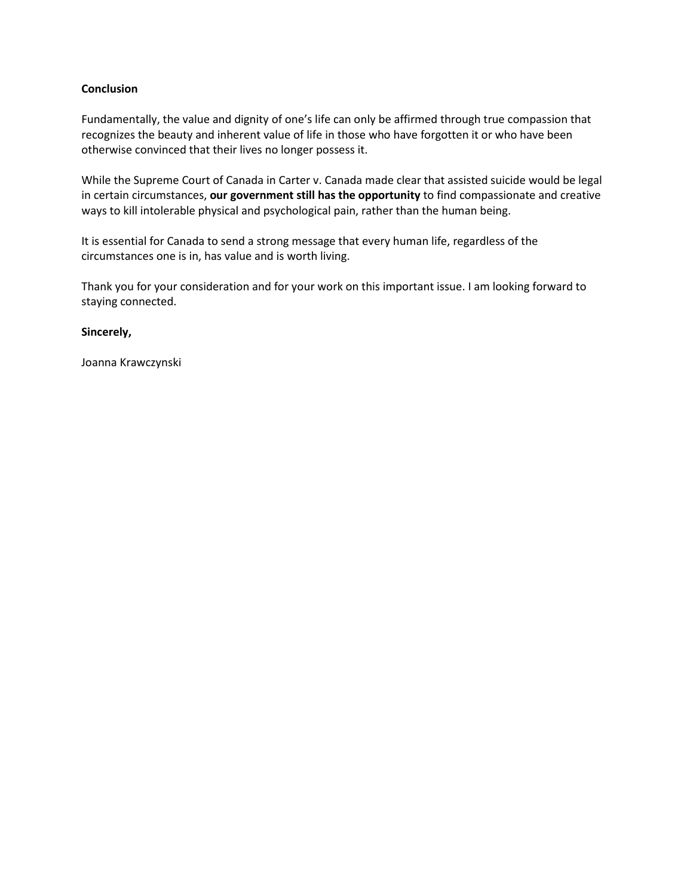**Conclusion**

Fundamentally, the value and dignity of one's life can only be affirmed through true compassion that recognizes the beauty and inherent value of life in those who have forgotten it or who have been otherwise convinced that their lives no longer possess it.

While the Supreme Court of Canada in Carter v. Canada made clear that assisted suicide would be legal in certain circumstances, **our government still has the opportunity** to find compassionate and creative ways to kill intolerable physical and psychological pain, rather than the human being.

It is essential for Canada to send a strong message that every human life, regardless of the circumstances one is in, has value and is worth living.

Thank you for your consideration and for your work on this important issue. I am looking forward to staying connected.

**Sincerely,**

Joanna Krawczynski